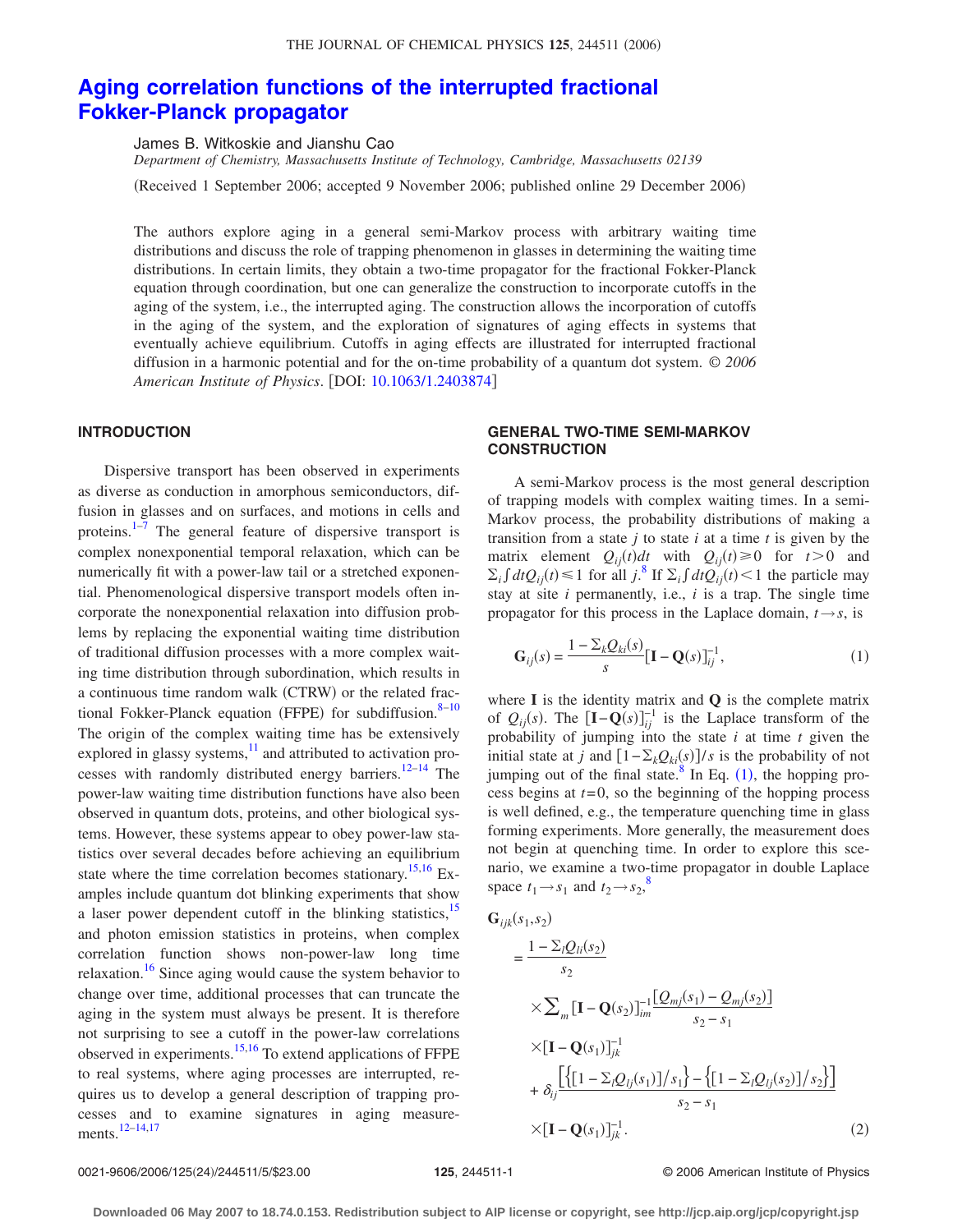# Aging correlation functions of the interrupted fractional Fokker-Planck propagator

James B. Witkoskie and Jianshu Cao

*Department of Chemistry, Massachusetts Institute of Technology, Cambridge, Massachusetts 02139*

(Received 1 September 2006; accepted 9 November 2006; published online 29 December 2006)

The authors explore aging in a general semi-Markov process with arbitrary waiting time distributions and discuss the role of trapping phenomenon in glasses in determining the waiting time distributions. In certain limits, they obtain a two-time propagator for the fractional Fokker-Planck equation through coordination, but one can generalize the construction to incorporate cutoffs in the aging of the system, i.e., the interrupted aging. The construction allows the incorporation of cutoffs in the aging of the system, and the exploration of signatures of aging effects in systems that eventually achieve equilibrium. Cutoffs in aging effects are illustrated for interrupted fractional diffusion in a harmonic potential and for the on-time probability of a quantum dot system. © *2006 American Institute of Physics*. [DOI: 10.1063/1.2403874]

## INTRODUCTION

Dispersive transport has been observed in experiments as diverse as conduction in amorphous semiconductors, diffusion in glasses and on surfaces, and motions in cells and proteins.[1–7] The general feature of dispersive transport is complex nonexponential temporal relaxation, which can be numerically fit with a power-law tail or a stretched exponential. Phenomenological dispersive transport models often incorporate the nonexponential relaxation into diffusion problems by replacing the exponential waiting time distribution of traditional diffusion processes with a more complex waiting time distribution through subordination, which results in a continuous time random walk (CTRW) or the related fractional Fokker-Planck equation (FFPE) for subdiffusion.[8–10] The origin of the complex waiting time has be extensively explored in glassy systems,[11] and attributed to activation processes with randomly distributed energy barriers.[12–14] The power-law waiting time distribution functions have also been observed in quantum dots, proteins, and other biological systems. However, these systems appear to obey power-law statistics over several decades before achieving an equilibrium state where the time correlation becomes stationary.[15,16] Examples include quantum dot blinking experiments that show a laser power dependent cutoff in the blinking statistics,[15] and photon emission statistics in proteins, when complex correlation function shows non-power-law long time relaxation.[16] Since aging would cause the system behavior to change over time, additional processes that can truncate the aging in the system must always be present. It is therefore not surprising to see a cutoff in the power-law correlations observed in experiments.[15,16] To extend applications of FFPE to real systems, where aging processes are interrupted, requires us to develop a general description of trapping processes and to examine signatures in aging measurements.[12–14,17]

## GENERAL TWO-TIME SEMI-MARKOV CONSTRUCTION

A semi-Markov process is the most general description of trapping models with complex waiting times. In a semi-Markov process, the probability distributions of making a transition from a state $j$ to state $i$ at a time $t$ is given by the matrix element $Q_{ij}(t)dt$ with $Q_{ij}(t)\geq 0$ for $t>0$ and $\Sigma_i \int dtQ_{ij}(t)\leq 1$ for all $j$.[8] If $\Sigma_i \int dtQ_{ij}(t)<1$ the particle may stay at site $i$ permanently, i.e., $i$ is a trap. The single time propagator for this process in the Laplace domain, $t\to s$, is

$$\mathbf{G}_{ij}(s)=\frac{1-\Sigma_k Q_{ki}(s)}{s}[\mathbf{I}-\mathbf{Q}(s)]^{-1}_{ij}, \tag{1}$$

where $\mathbf{I}$ is the identity matrix and $\mathbf{Q}$ is the complete matrix of $Q_{ij}(s)$. The $[\mathbf{I}-\mathbf{Q}(s)]^{-1}_{ij}$ is the Laplace transform of the probability of jumping into the state $i$ at time $t$ given the initial state at $j$ and $[1-\Sigma_k Q_{ki}(s)]/s$ is the probability of not jumping out of the final state.[8] In Eq. (1), the hopping process begins at $t=0$, so the beginning of the hopping process is well defined, e.g., the temperature quenching time in glass forming experiments. More generally, the measurement does not begin at quenching time. In order to explore this scenario, we examine a two-time propagator in double Laplace space $t_1\to s_1$ and $t_2\to s_2$,[8]

$$\begin{aligned}
\mathbf{G}_{ijk}(s_1,s_2) &= \frac{1-\Sigma_l Q_{li}(s_2)}{s_2} \\
&\quad\times \sum_m [\mathbf{I}-\mathbf{Q}(s_2)]^{-1}_{im}\frac{[Q_{mj}(s_1)-Q_{mj}(s_2)]}{s_2-s_1} \\
&\quad\times [\mathbf{I}-\mathbf{Q}(s_1)]^{-1}_{jk} \\
&\quad+\delta_{ij}\frac{\left[\{[1-\Sigma_l Q_{lj}(s_1)]/s_1\}-\{[1-\Sigma_l Q_{lj}(s_2)]/s_2\}\right]}{s_2-s_1} \\
&\quad\times [\mathbf{I}-\mathbf{Q}(s_1)]^{-1}_{jk}.
\end{aligned} \tag{2}$$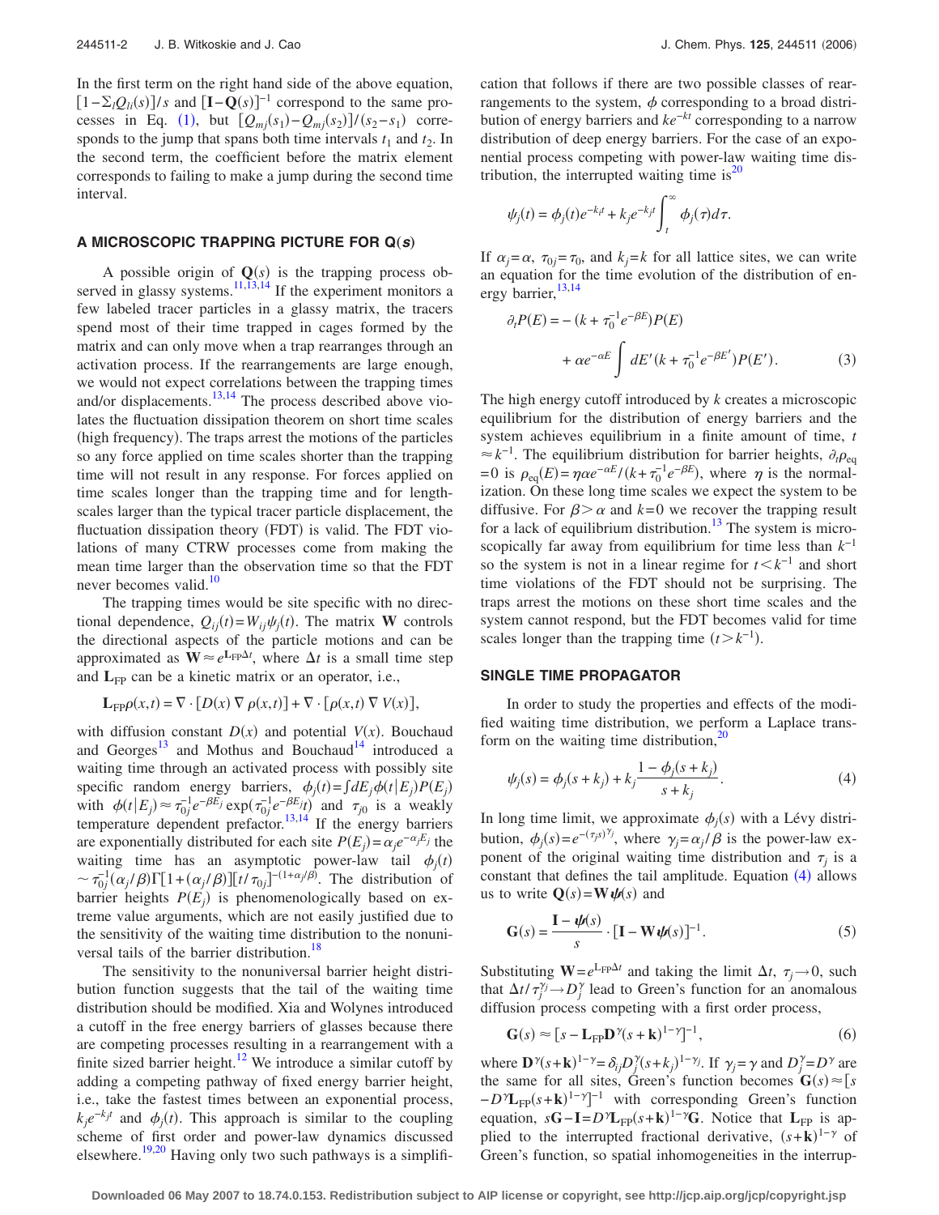In the first term on the right hand side of the above equation, $[1-\Sigma_l Q_{li}(s)]/s$ and $[\mathbf{I}-\mathbf{Q}(s)]^{-1}$ correspond to the same processes in Eq. (1), but $[Q_{mj}(s_1)-Q_{mj}(s_2)]/(s_2-s_1)$ corresponds to the jump that spans both time intervals $t_1$ and $t_2$. In the second term, the coefficient before the matrix element corresponds to failing to make a jump during the second time interval.

### A MICROSCOPIC TRAPPING PICTURE FOR $\mathbf{Q}(s)$

A possible origin of $\mathbf{Q}(s)$ is the trapping process observed in glassy systems.[11,13,14] If the experiment monitors a few labeled tracer particles in a glassy matrix, the tracers spend most of their time trapped in cages formed by the matrix and can only move when a trap rearranges through an activation process. If the rearrangements are large enough, we would not expect correlations between the trapping times and/or displacements.[13,14] The process described above violates the fluctuation dissipation theorem on short time scales (high frequency). The traps arrest the motions of the particles so any force applied on time scales shorter than the trapping time will not result in any response. For forces applied on time scales longer than the trapping time and for lengthscales larger than the typical tracer particle displacement, the fluctuation dissipation theory (FDT) is valid. The FDT violations of many CTRW processes come from making the mean time larger than the observation time so that the FDT never becomes valid.[10]

The trapping times would be site specific with no directional dependence, $Q_{ij}(t)=W_{ij}\psi_j(t)$. The matrix $\mathbf{W}$ controls the directional aspects of the particle motions and can be approximated as $\mathbf{W}\approx e^{\mathbf{L}_{\mathrm{FP}}\Delta t}$, where $\Delta t$ is a small time step and $\mathbf{L}_{\mathrm{FP}}$ can be a kinetic matrix or an operator, i.e.,

$$\mathbf{L}_{\mathrm{FP}}\rho(x,t)=\nabla\cdot[D(x)\nabla\rho(x,t)]+\nabla\cdot[\rho(x,t)\nabla V(x)],$$

with diffusion constant $D(x)$ and potential $V(x)$. Bouchaud and Georges[13] and Mothus and Bouchaud[14] introduced a waiting time through an activated process with possibly site specific random energy barriers, $\phi_j(t)=\int dE_j\phi(t|E_j)P(E_j)$ with $\phi(t|E_j)\approx\tau_{0j}^{-1}e^{-\beta E_j}\exp(\tau_{0j}^{-1}e^{-\beta E_j}t)$ and $\tau_{j0}$ is a weakly temperature dependent prefactor.[13,14] If the energy barriers are exponentially distributed for each site $P(E_j)=\alpha_j e^{-\alpha_j E_j}$ the waiting time has an asymptotic power-law tail $\phi_j(t)\sim\tau_{0j}^{-1}(\alpha_j/\beta)\Gamma[1+(\alpha_j/\beta)][t/\tau_{0j}]^{-(1+\alpha_j/\beta)}$. The distribution of barrier heights $P(E_j)$ is phenomenologically based on extreme value arguments, which are not easily justified due to the sensitivity of the waiting time distribution to the nonuniversal tails of the barrier distribution.[18]

The sensitivity to the nonuniversal barrier height distribution function suggests that the tail of the waiting time distribution should be modified. Xia and Wolynes introduced a cutoff in the free energy barriers of glasses because there are competing processes resulting in a rearrangement with a finite sized barrier height.[12] We introduce a similar cutoff by adding a competing pathway of fixed energy barrier height, i.e., take the fastest times between an exponential process, $k_j e^{-k_j t}$ and $\phi_j(t)$. This approach is similar to the coupling scheme of first order and power-law dynamics discussed elsewhere.[19,20] Having only two such pathways is a simplification that follows if there are two possible classes of rearrangements to the system, $\phi$ corresponding to a broad distribution of energy barriers and $ke^{-kt}$ corresponding to a narrow distribution of deep energy barriers. For the case of an exponential process competing with power-law waiting time distribution, the interrupted waiting time is[20]

$$\psi_j(t)=\phi_j(t)e^{-k_j t}+k_j e^{-k_j t}\int_t^\infty \phi_j(\tau)d\tau.$$

If $\alpha_j=\alpha$, $\tau_{0j}=\tau_0$, and $k_j=k$ for all lattice sites, we can write an equation for the time evolution of the distribution of energy barrier,[13,14]

$$\partial_t P(E)=-(k+\tau_0^{-1}e^{-\beta E})P(E)+\alpha e^{-\alpha E}\int dE'(k+\tau_0^{-1}e^{-\beta E'})P(E'). \quad (3)$$

The high energy cutoff introduced by $k$ creates a microscopic equilibrium for the distribution of energy barriers and the system achieves equilibrium in a finite amount of time, $t\approx k^{-1}$. The equilibrium distribution for barrier heights, $\partial_t\rho_{\mathrm{eq}}=0$ is $\rho_{\mathrm{eq}}(E)=\eta\alpha e^{-\alpha E}/(k+\tau_0^{-1}e^{-\beta E})$, where $\eta$ is the normalization. On these long time scales we expect the system to be diffusive. For $\beta>\alpha$ and $k=0$ we recover the trapping result for a lack of equilibrium distribution.[13] The system is microscopically far away from equilibrium for time less than $k^{-1}$ so the system is not in a linear regime for $t<k^{-1}$ and short time violations of the FDT should not be surprising. The traps arrest the motions on these short time scales and the system cannot respond, but the FDT becomes valid for time scales longer than the trapping time ($t>k^{-1}$).

### SINGLE TIME PROPAGATOR

In order to study the properties and effects of the modified waiting time distribution, we perform a Laplace transform on the waiting time distribution,[20]

$$\psi_j(s)=\phi_j(s+k_j)+k_j\frac{1-\phi_j(s+k_j)}{s+k_j}. \quad (4)$$

In long time limit, we approximate $\phi_j(s)$ with a Lévy distribution, $\phi_j(s)=e^{-(\tau_j s)^{\gamma_j}}$, where $\gamma_j=\alpha_j/\beta$ is the power-law exponent of the original waiting time distribution and $\tau_j$ is a constant that defines the tail amplitude. Equation (4) allows us to write $\mathbf{Q}(s)=\mathbf{W}\boldsymbol{\psi}(s)$ and

$$\mathbf{G}(s)=\frac{\mathbf{I}-\boldsymbol{\psi}(s)}{s}\cdot[\mathbf{I}-\mathbf{W}\boldsymbol{\psi}(s)]^{-1}. \quad (5)$$

Substituting $\mathbf{W}=e^{\mathbf{L}_{\mathrm{FP}}\Delta t}$ and taking the limit $\Delta t$, $\tau_j\to 0$, such that $\Delta t/\tau_j^{\gamma_j}\to D_j^{\gamma}$ lead to Green's function for an anomalous diffusion process competing with a first order process,

$$\mathbf{G}(s)\approx[s-\mathbf{L}_{\mathrm{FP}}\mathbf{D}^{\gamma}(s+\mathbf{k})^{1-\gamma}]^{-1}, \quad (6)$$

where $\mathbf{D}^{\gamma}(s+\mathbf{k})^{1-\gamma}=\delta_{ij}D_j^{\gamma}(s+k_j)^{1-\gamma_j}$. If $\gamma_j=\gamma$ and $D_j^{\gamma}=D^{\gamma}$ are the same for all sites, Green's function becomes $\mathbf{G}(s)\approx[s-D^{\gamma}\mathbf{L}_{\mathrm{FP}}(s+\mathbf{k})^{1-\gamma}]^{-1}$ with corresponding Green's function equation, $s\mathbf{G}-\mathbf{I}=D^{\gamma}\mathbf{L}_{\mathrm{FP}}(s+\mathbf{k})^{1-\gamma}\mathbf{G}$. Notice that $\mathbf{L}_{\mathrm{FP}}$ is applied to the interrupted fractional derivative, $(s+\mathbf{k})^{1-\gamma}$ of Green's function, so spatial inhomogeneities in the interrup-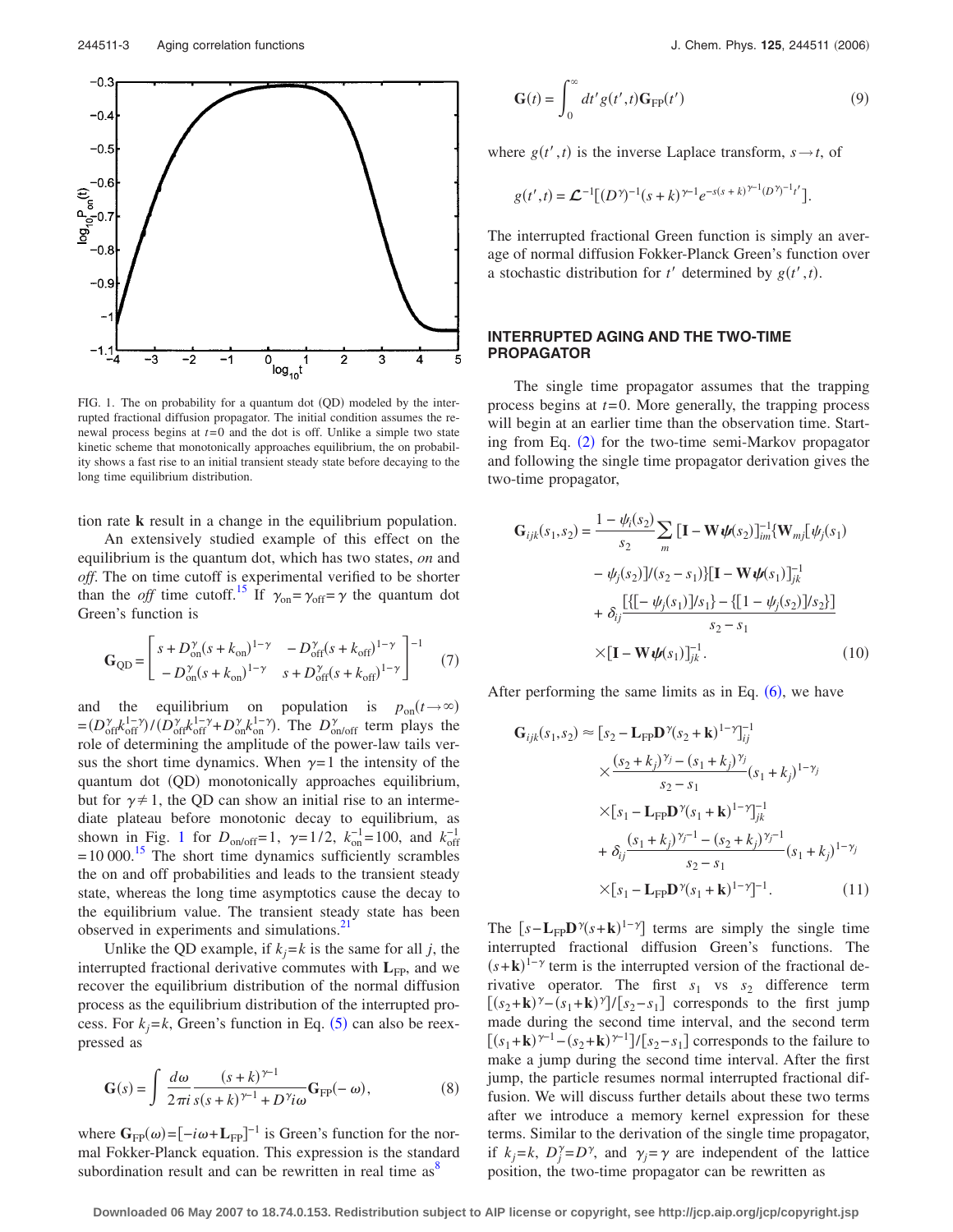FIG. 1. The on probability for a quantum dot (QD) modeled by the interrupted fractional diffusion propagator. The initial condition assumes the renewal process begins at $t=0$ and the dot is off. Unlike a simple two state kinetic scheme that monotonically approaches equilibrium, the on probability shows a fast rise to an initial transient steady state before decaying to the long time equilibrium distribution.

tion rate $\mathbf{k}$ result in a change in the equilibrium population.

An extensively studied example of this effect on the equilibrium is the quantum dot, which has two states, *on* and *off*. The on time cutoff is experimental verified to be shorter than the *off* time cutoff.[15] If $\gamma_{\rm on}=\gamma_{\rm off}=\gamma$ the quantum dot Green's function is

$$\mathbf{G}_{\rm QD}=\begin{bmatrix} s+D_{\rm on}^{\gamma}(s+k_{\rm on})^{1-\gamma} & -D_{\rm off}^{\gamma}(s+k_{\rm off})^{1-\gamma} \\ -D_{\rm on}^{\gamma}(s+k_{\rm on})^{1-\gamma} & s+D_{\rm off}^{\gamma}(s+k_{\rm off})^{1-\gamma}\end{bmatrix}^{-1} \tag{7}$$

and the equilibrium on population is $p_{\rm on}(t\to\infty) = (D_{\rm off}^{\gamma}k_{\rm off}^{1-\gamma})/(D_{\rm off}^{\gamma}k_{\rm off}^{1-\gamma}+D_{\rm on}^{\gamma}k_{\rm on}^{1-\gamma})$. The $D_{\rm on/off}^{\gamma}$ term plays the role of determining the amplitude of the power-law tails versus the short time dynamics. When $\gamma=1$ the intensity of the quantum dot (QD) monotonically approaches equilibrium, but for $\gamma\neq 1$, the QD can show an initial rise to an intermediate plateau before monotonic decay to equilibrium, as shown in Fig. 1 for $D_{\rm on/off}=1$, $\gamma=1/2$, $k_{\rm on}^{-1}=100$, and $k_{\rm off}^{-1}=10\,000$.[15] The short time dynamics sufficiently scrambles the on and off probabilities and leads to the transient steady state, whereas the long time asymptotics cause the decay to the equilibrium value. The transient steady state has been observed in experiments and simulations.[21]

Unlike the QD example, if $k_j=k$ is the same for all $j$, the interrupted fractional derivative commutes with $\mathbf{L}_{\rm FP}$, and we recover the equilibrium distribution of the normal diffusion process as the equilibrium distribution of the interrupted process. For $k_j=k$, Green's function in Eq. (5) can also be reexpressed as

$$\mathbf{G}(s)=\int\frac{d\omega}{2\pi i}\frac{(s+k)^{\gamma-1}}{s(s+k)^{\gamma-1}+D^{\gamma}i\omega}\mathbf{G}_{\rm FP}(-\omega), \tag{8}$$

where $\mathbf{G}_{\rm FP}(\omega)=[-i\omega+\mathbf{L}_{\rm FP}]^{-1}$ is Green's function for the normal Fokker-Planck equation. This expression is the standard subordination result and can be rewritten in real time as[8]

$$\mathbf{G}(t)=\int_0^{\infty}dt'\,g(t',t)\mathbf{G}_{\rm FP}(t') \tag{9}$$

where $g(t',t)$ is the inverse Laplace transform, $s\to t$, of

$$g(t',t)=\mathcal{L}^{-1}[(D^{\gamma})^{-1}(s+k)^{\gamma-1}e^{-s(s+k)^{\gamma-1}(D^{\gamma})^{-1}t'}].$$

The interrupted fractional Green function is simply an average of normal diffusion Fokker-Planck Green's function over a stochastic distribution for $t'$ determined by $g(t',t)$.

## INTERRUPTED AGING AND THE TWO-TIME PROPAGATOR

The single time propagator assumes that the trapping process begins at $t=0$. More generally, the trapping process will begin at an earlier time than the observation time. Starting from Eq. (2) for the two-time semi-Markov propagator and following the single time propagator derivation gives the two-time propagator,

$$\begin{aligned}\mathbf{G}_{ijk}(s_1,s_2)=&\frac{1-\psi_i(s_2)}{s_2}\sum_m[\mathbf{I}-\mathbf{W}\boldsymbol{\psi}(s_2)]_{im}^{-1}\{\mathbf{W}_{mj}[\psi_j(s_1)\\&-\psi_j(s_2)]/(s_2-s_1)\}[\mathbf{I}-\mathbf{W}\boldsymbol{\psi}(s_1)]_{jk}^{-1}\\&+\delta_{ij}\frac{[\{[-\psi_j(s_1)]/s_1\}-\{[1-\psi_j(s_2)]/s_2\}]}{s_2-s_1}\\&\times[\mathbf{I}-\mathbf{W}\boldsymbol{\psi}(s_1)]_{jk}^{-1}.\end{aligned} \tag{10}$$

After performing the same limits as in Eq. (6), we have

$$\begin{aligned}\mathbf{G}_{ijk}(s_1,s_2)\approx&[s_2-\mathbf{L}_{\rm FP}\mathbf{D}^{\gamma}(s_2+\mathbf{k})^{1-\gamma}]_{ij}^{-1}\\&\times\frac{(s_2+k_j)^{\gamma_j}-(s_1+k_j)^{\gamma_j}}{s_2-s_1}(s_1+k_j)^{1-\gamma_j}\\&\times[s_1-\mathbf{L}_{\rm FP}\mathbf{D}^{\gamma}(s_1+\mathbf{k})^{1-\gamma}]_{jk}^{-1}\\&+\delta_{ij}\frac{(s_1+k_j)^{\gamma_j-1}-(s_2+k_j)^{\gamma_j-1}}{s_2-s_1}(s_1+k_j)^{1-\gamma_j}\\&\times[s_1-\mathbf{L}_{\rm FP}\mathbf{D}^{\gamma}(s_1+\mathbf{k})^{1-\gamma}]^{-1}.\end{aligned} \tag{11}$$

The $[s-\mathbf{L}_{\rm FP}\mathbf{D}^{\gamma}(s+\mathbf{k})^{1-\gamma}]$ terms are simply the single time interrupted fractional diffusion Green's functions. The $(s+\mathbf{k})^{1-\gamma}$ term is the interrupted version of the fractional derivative operator. The first $s_1$ vs $s_2$ difference term $[(s_2+\mathbf{k})^{\gamma}-(s_1+\mathbf{k})^{\gamma}]/[s_2-s_1]$ corresponds to the first jump made during the second time interval, and the second term $[(s_1+\mathbf{k})^{\gamma-1}-(s_2+\mathbf{k})^{\gamma-1}]/[s_2-s_1]$ corresponds to the failure to make a jump during the second time interval. After the first jump, the particle resumes normal interrupted fractional diffusion. We will discuss further details about these two terms after we introduce a memory kernel expression for these terms. Similar to the derivation of the single time propagator, if $k_j=k$, $D_j^{\gamma}=D^{\gamma}$, and $\gamma_j=\gamma$ are independent of the lattice position, the two-time propagator can be rewritten as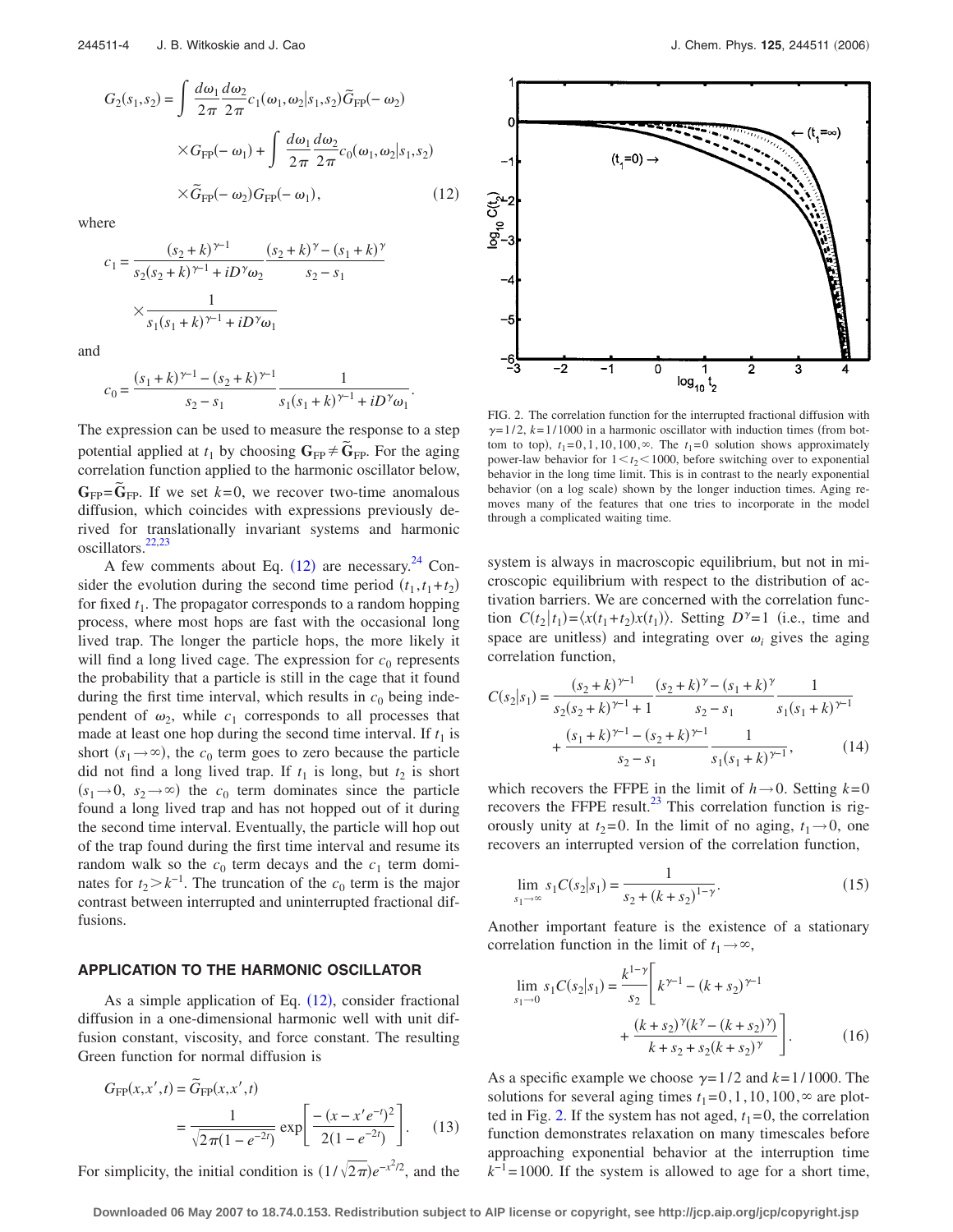$$G_2(s_1,s_2) = \int \frac{d\omega_1}{2\pi}\frac{d\omega_2}{2\pi} c_1(\omega_1,\omega_2|s_1,s_2)\tilde{G}_{\rm FP}(-\omega_2) \times G_{\rm FP}(-\omega_1) + \int \frac{d\omega_1}{2\pi}\frac{d\omega_2}{2\pi} c_0(\omega_1,\omega_2|s_1,s_2) \times \tilde{G}_{\rm FP}(-\omega_2) G_{\rm FP}(-\omega_1), \tag{12}$$

where

$$c_1 = \frac{(s_2+k)^{\gamma-1}}{s_2(s_2+k)^{\gamma-1} + iD^\gamma\omega_2}\frac{(s_2+k)^\gamma - (s_1+k)^\gamma}{s_2-s_1} \times \frac{1}{s_1(s_1+k)^{\gamma-1} + iD^\gamma\omega_1}$$

and

$$c_0 = \frac{(s_1+k)^{\gamma-1} - (s_2+k)^{\gamma-1}}{s_2-s_1}\frac{1}{s_1(s_1+k)^{\gamma-1} + iD^\gamma\omega_1}.$$

The expression can be used to measure the response to a step potential applied at $t_1$ by choosing $\mathbf{G}_{\rm FP} \neq \tilde{\mathbf{G}}_{\rm FP}$. For the aging correlation function applied to the harmonic oscillator below, $\mathbf{G}_{\rm FP} = \tilde{\mathbf{G}}_{\rm FP}$. If we set $k=0$, we recover two-time anomalous diffusion, which coincides with expressions previously derived for translationally invariant systems and harmonic oscillators.[22,23]

A few comments about Eq. (12) are necessary.[24] Consider the evolution during the second time period $(t_1, t_1+t_2)$ for fixed $t_1$. The propagator corresponds to a random hopping process, where most hops are fast with the occasional long lived trap. The longer the particle hops, the more likely it will find a long lived cage. The expression for $c_0$ represents the probability that a particle is still in the cage that it found during the first time interval, which results in $c_0$ being independent of $\omega_2$, while $c_1$ corresponds to all processes that made at least one hop during the second time interval. If $t_1$ is short $(s_1 \to \infty)$, the $c_0$ term goes to zero because the particle did not find a long lived trap. If $t_1$ is long, but $t_2$ is short $(s_1 \to 0,\ s_2 \to \infty)$ the $c_0$ term dominates since the particle found a long lived trap and has not hopped out of it during the second time interval. Eventually, the particle will hop out of the trap found during the first time interval and resume its random walk so the $c_0$ term decays and the $c_1$ term dominates for $t_2 > k^{-1}$. The truncation of the $c_0$ term is the major contrast between interrupted and uninterrupted fractional diffusions.

## APPLICATION TO THE HARMONIC OSCILLATOR

As a simple application of Eq. (12), consider fractional diffusion in a one-dimensional harmonic well with unit diffusion constant, viscosity, and force constant. The resulting Green function for normal diffusion is

$$G_{\rm FP}(x,x',t) = \tilde{G}_{\rm FP}(x,x',t) = \frac{1}{\sqrt{2\pi(1-e^{-2t})}}\exp\left[\frac{-(x-x'e^{-t})^2}{2(1-e^{-2t})}\right]. \tag{13}$$

For simplicity, the initial condition is $(1/\sqrt{2\pi})e^{-x^2/2}$, and the system is always in macroscopic equilibrium, but not in microscopic equilibrium with respect to the distribution of activation barriers. We are concerned with the correlation function $C(t_2|t_1) = \langle x(t_1+t_2)x(t_1)\rangle$. Setting $D^\gamma = 1$ (i.e., time and space are unitless) and integrating over $\omega_i$ gives the aging correlation function,

$$C(s_2|s_1) = \frac{(s_2+k)^{\gamma-1}}{s_2(s_2+k)^{\gamma-1}+1}\frac{(s_2+k)^\gamma - (s_1+k)^\gamma}{s_2-s_1}\frac{1}{s_1(s_1+k)^{\gamma-1}} + \frac{(s_1+k)^{\gamma-1} - (s_2+k)^{\gamma-1}}{s_2-s_1}\frac{1}{s_1(s_1+k)^{\gamma-1}}, \tag{14}$$

which recovers the FFPE in the limit of $h \to 0$. Setting $k=0$ recovers the FFPE result.[23] This correlation function is rigorously unity at $t_2=0$. In the limit of no aging, $t_1 \to 0$, one recovers an interrupted version of the correlation function,

$$\lim_{s_1\to\infty} s_1 C(s_2|s_1) = \frac{1}{s_2 + (k+s_2)^{1-\gamma}}. \tag{15}$$

Another important feature is the existence of a stationary correlation function in the limit of $t_1 \to \infty$,

$$\lim_{s_1\to 0} s_1 C(s_2|s_1) = \frac{k^{1-\gamma}}{s_2}\left[k^{\gamma-1} - (k+s_2)^{\gamma-1} + \frac{(k+s_2)^\gamma(k^\gamma - (k+s_2)^\gamma)}{k+s_2+s_2(k+s_2)^\gamma}\right]. \tag{16}$$

As a specific example we choose $\gamma = 1/2$ and $k = 1/1000$. The solutions for several aging times $t_1 = 0, 1, 10, 100, \infty$ are plotted in Fig. 2. If the system has not aged, $t_1 = 0$, the correlation function demonstrates relaxation on many timescales before approaching exponential behavior at the interruption time $k^{-1} = 1000$. If the system is allowed to age for a short time,

FIG. 2. The correlation function for the interrupted fractional diffusion with $\gamma = 1/2$, $k = 1/1000$ in a harmonic oscillator with induction times (from bottom to top), $t_1 = 0, 1, 10, 100, \infty$. The $t_1 = 0$ solution shows approximately power-law behavior for $1 < t_2 < 1000$, before switching over to exponential behavior in the long time limit. This is in contrast to the nearly exponential behavior (on a log scale) shown by the longer induction times. Aging removes many of the features that one tries to incorporate in the model through a complicated waiting time.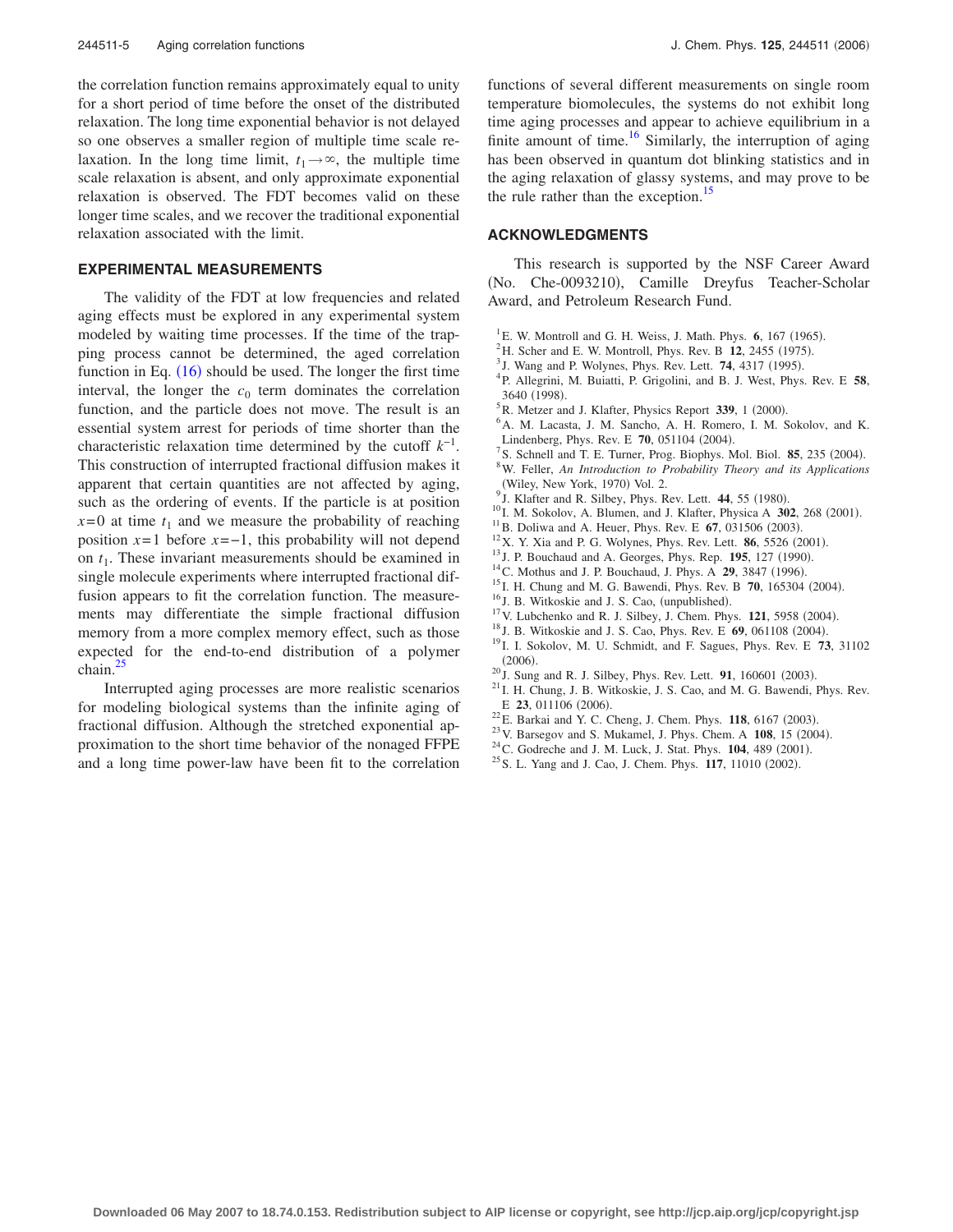the correlation function remains approximately equal to unity for a short period of time before the onset of the distributed relaxation. The long time exponential behavior is not delayed so one observes a smaller region of multiple time scale relaxation. In the long time limit, $t_1 \rightarrow \infty$, the multiple time scale relaxation is absent, and only approximate exponential relaxation is observed. The FDT becomes valid on these longer time scales, and we recover the traditional exponential relaxation associated with the limit.

## EXPERIMENTAL MEASUREMENTS

The validity of the FDT at low frequencies and related aging effects must be explored in any experimental system modeled by waiting time processes. If the time of the trapping process cannot be determined, the aged correlation function in Eq. (16) should be used. The longer the first time interval, the longer the $c_0$ term dominates the correlation function, and the particle does not move. The result is an essential system arrest for periods of time shorter than the characteristic relaxation time determined by the cutoff $k^{-1}$. This construction of interrupted fractional diffusion makes it apparent that certain quantities are not affected by aging, such as the ordering of events. If the particle is at position $x=0$ at time $t_1$ and we measure the probability of reaching position $x=1$ before $x=-1$, this probability will not depend on $t_1$. These invariant measurements should be examined in single molecule experiments where interrupted fractional diffusion appears to fit the correlation function. The measurements may differentiate the simple fractional diffusion memory from a more complex memory effect, such as those expected for the end-to-end distribution of a polymer chain.[25]

Interrupted aging processes are more realistic scenarios for modeling biological systems than the infinite aging of fractional diffusion. Although the stretched exponential approximation to the short time behavior of the nonaged FFPE and a long time power-law have been fit to the correlation functions of several different measurements on single room temperature biomolecules, the systems do not exhibit long time aging processes and appear to achieve equilibrium in a finite amount of time.[16] Similarly, the interruption of aging has been observed in quantum dot blinking statistics and in the aging relaxation of glassy systems, and may prove to be the rule rather than the exception.[15]

## ACKNOWLEDGMENTS

This research is supported by the NSF Career Award (No. Che-0093210), Camille Dreyfus Teacher-Scholar Award, and Petroleum Research Fund.

[1] E. W. Montroll and G. H. Weiss, J. Math. Phys. **6**, 167 (1965).
[2] H. Scher and E. W. Montroll, Phys. Rev. B **12**, 2455 (1975).
[3] J. Wang and P. Wolynes, Phys. Rev. Lett. **74**, 4317 (1995).
[4] P. Allegrini, M. Buiatti, P. Grigolini, and B. J. West, Phys. Rev. E **58**, 3640 (1998).
[5] R. Metzer and J. Klafter, Physics Report **339**, 1 (2000).
[6] A. M. Lacasta, J. M. Sancho, A. H. Romero, I. M. Sokolov, and K. Lindenberg, Phys. Rev. E **70**, 051104 (2004).
[7] S. Schnell and T. E. Turner, Prog. Biophys. Mol. Biol. **85**, 235 (2004).
[8] W. Feller, *An Introduction to Probability Theory and its Applications* (Wiley, New York, 1970) Vol. 2.
[9] J. Klafter and R. Silbey, Phys. Rev. Lett. **44**, 55 (1980).
[10] I. M. Sokolov, A. Blumen, and J. Klafter, Physica A **302**, 268 (2001).
[11] B. Doliwa and A. Heuer, Phys. Rev. E **67**, 031506 (2003).
[12] X. Y. Xia and P. G. Wolynes, Phys. Rev. Lett. **86**, 5526 (2001).
[13] J. P. Bouchaud and A. Georges, Phys. Rep. **195**, 127 (1990).
[14] C. Mothus and J. P. Bouchaud, J. Phys. A **29**, 3847 (1996).
[15] I. H. Chung and M. G. Bawendi, Phys. Rev. B **70**, 165304 (2004).
[16] J. B. Witkoskie and J. S. Cao, (unpublished).
[17] V. Lubchenko and R. J. Silbey, J. Chem. Phys. **121**, 5958 (2004).
[18] J. B. Witkoskie and J. S. Cao, Phys. Rev. E **69**, 061108 (2004).
[19] I. I. Sokolov, M. U. Schmidt, and F. Sagues, Phys. Rev. E **73**, 31102 (2006).
[20] J. Sung and R. J. Silbey, Phys. Rev. Lett. **91**, 160601 (2003).
[21] I. H. Chung, J. B. Witkoskie, J. S. Cao, and M. G. Bawendi, Phys. Rev. E **23**, 011106 (2006).
[22] E. Barkai and Y. C. Cheng, J. Chem. Phys. **118**, 6167 (2003).
[23] V. Barsegov and S. Mukamel, J. Phys. Chem. A **108**, 15 (2004).
[24] C. Godreche and J. M. Luck, J. Stat. Phys. **104**, 489 (2001).
[25] S. L. Yang and J. Cao, J. Chem. Phys. **117**, 11010 (2002).